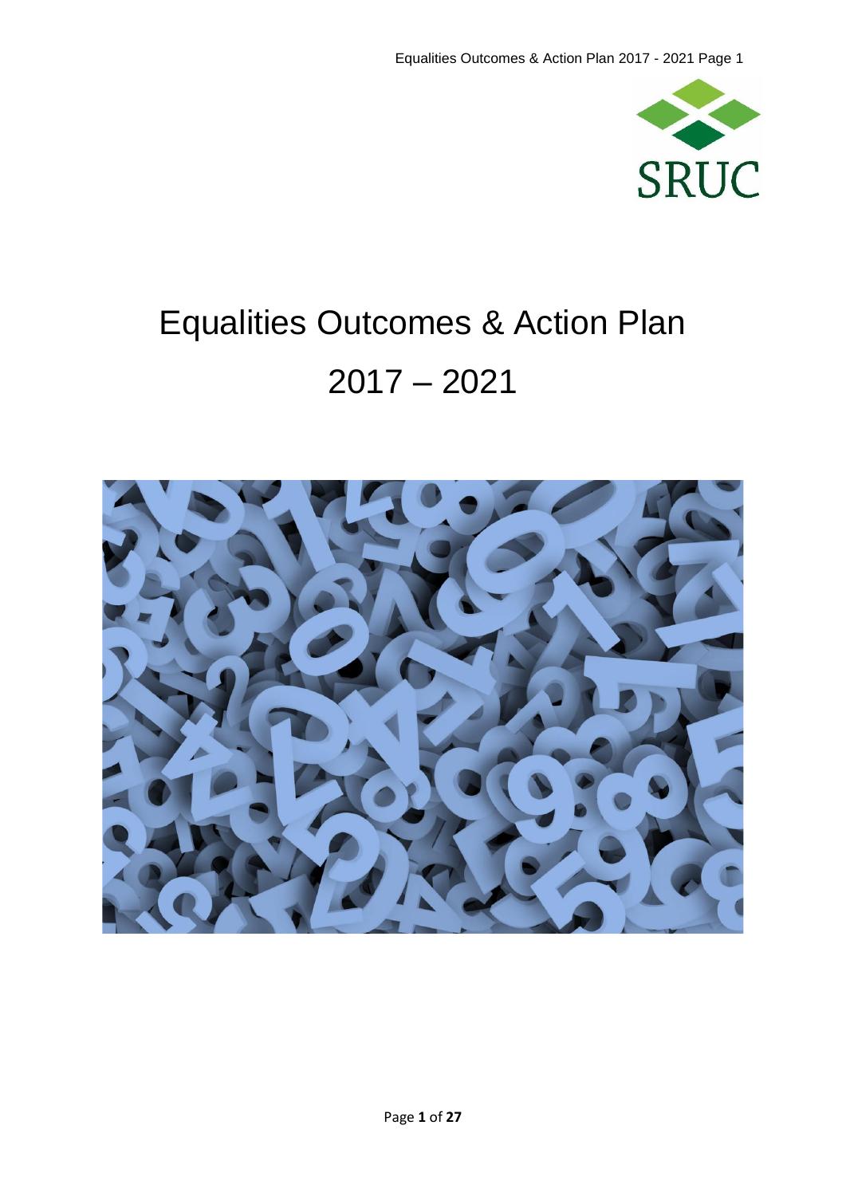SRUC

# Equalities Outcomes & Action Plan 2017 – 2021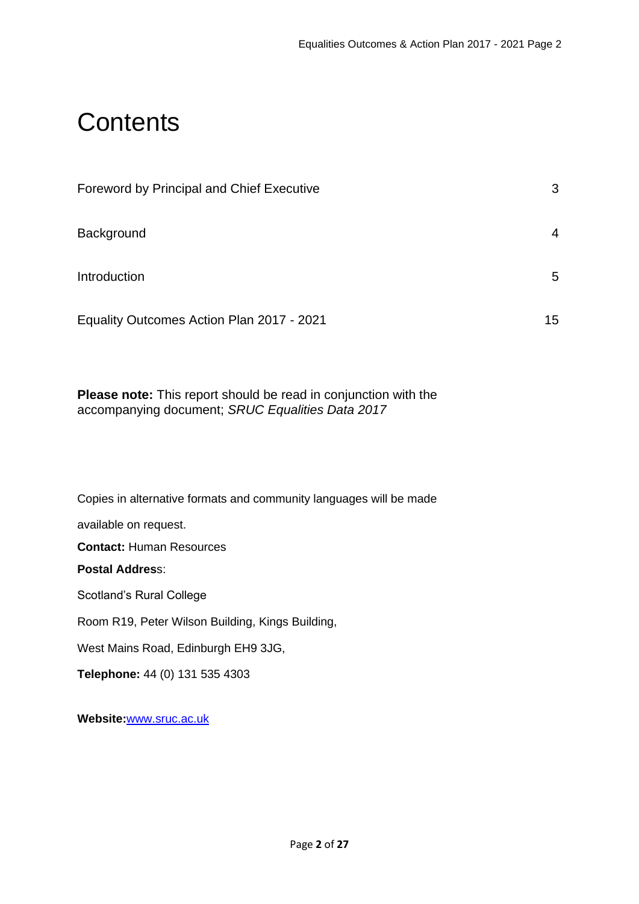# Contents

| | |
|---|---|
| Foreword by Principal and Chief Executive | 3 |
| Background | 4 |
| Introduction | 5 |
| Equality Outcomes Action Plan 2017 - 2021 | 15 |

**Please note:** This report should be read in conjunction with the accompanying document; *SRUC Equalities Data 2017*

Copies in alternative formats and community languages will be made available on request.

**Contact:** Human Resources

**Postal Address**:

Scotland's Rural College

Room R19, Peter Wilson Building, Kings Building,

West Mains Road, Edinburgh EH9 3JG,

**Telephone:** 44 (0) 131 535 4303

**Website:**[www.sruc.ac.uk](http://www.sruc.ac.uk)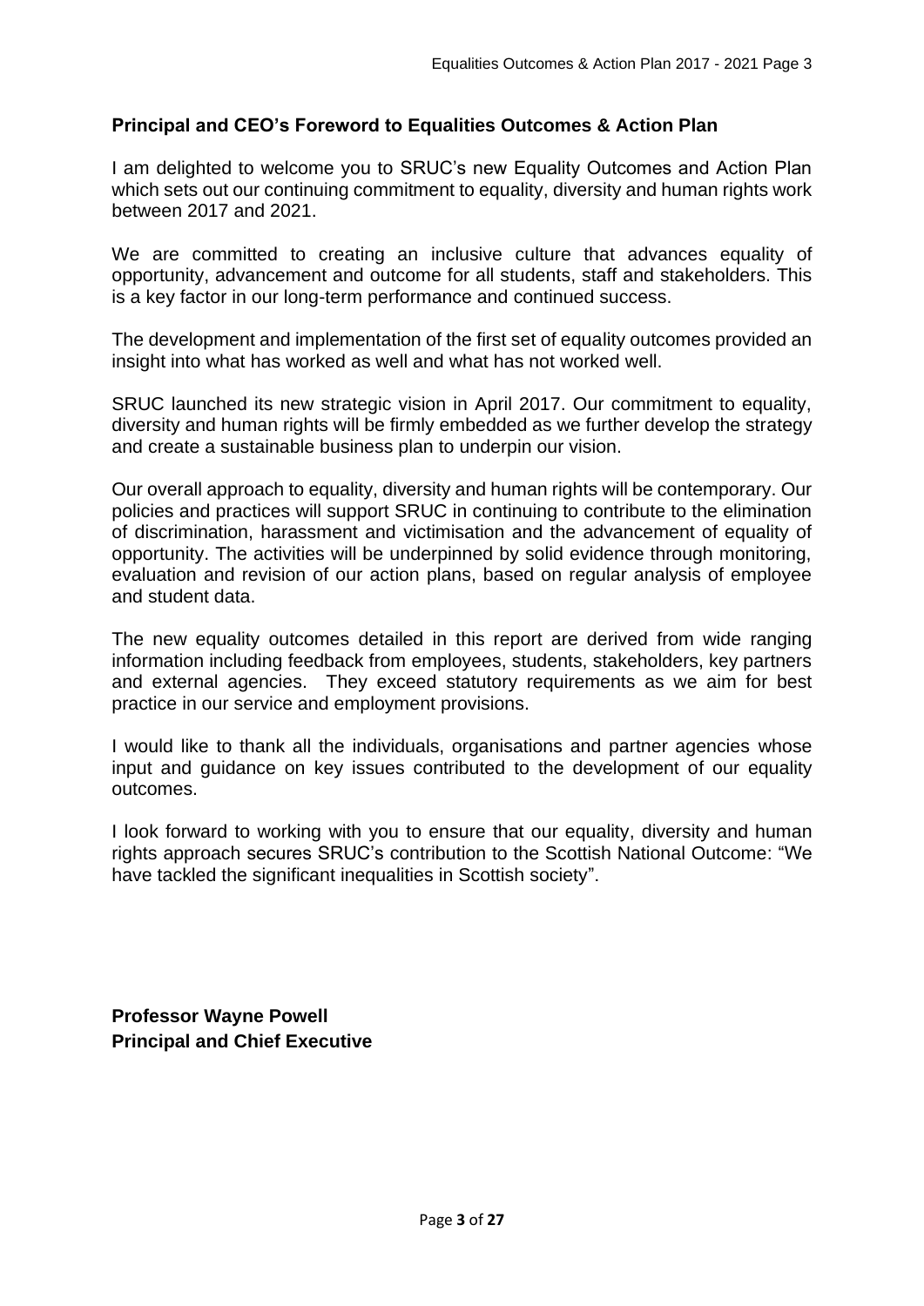## Principal and CEO's Foreword to Equalities Outcomes & Action Plan

I am delighted to welcome you to SRUC's new Equality Outcomes and Action Plan which sets out our continuing commitment to equality, diversity and human rights work between 2017 and 2021.

We are committed to creating an inclusive culture that advances equality of opportunity, advancement and outcome for all students, staff and stakeholders. This is a key factor in our long-term performance and continued success.

The development and implementation of the first set of equality outcomes provided an insight into what has worked as well and what has not worked well.

SRUC launched its new strategic vision in April 2017. Our commitment to equality, diversity and human rights will be firmly embedded as we further develop the strategy and create a sustainable business plan to underpin our vision.

Our overall approach to equality, diversity and human rights will be contemporary. Our policies and practices will support SRUC in continuing to contribute to the elimination of discrimination, harassment and victimisation and the advancement of equality of opportunity. The activities will be underpinned by solid evidence through monitoring, evaluation and revision of our action plans, based on regular analysis of employee and student data.

The new equality outcomes detailed in this report are derived from wide ranging information including feedback from employees, students, stakeholders, key partners and external agencies. They exceed statutory requirements as we aim for best practice in our service and employment provisions.

I would like to thank all the individuals, organisations and partner agencies whose input and guidance on key issues contributed to the development of our equality outcomes.

I look forward to working with you to ensure that our equality, diversity and human rights approach secures SRUC's contribution to the Scottish National Outcome: "We have tackled the significant inequalities in Scottish society".

**Professor Wayne Powell**
**Principal and Chief Executive**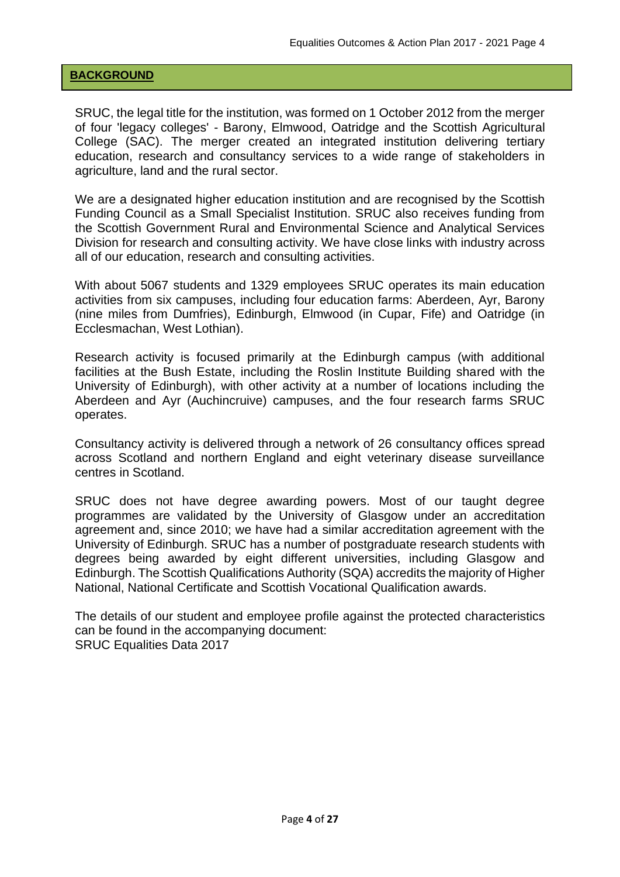## BACKGROUND

SRUC, the legal title for the institution, was formed on 1 October 2012 from the merger of four 'legacy colleges' - Barony, Elmwood, Oatridge and the Scottish Agricultural College (SAC). The merger created an integrated institution delivering tertiary education, research and consultancy services to a wide range of stakeholders in agriculture, land and the rural sector.

We are a designated higher education institution and are recognised by the Scottish Funding Council as a Small Specialist Institution. SRUC also receives funding from the Scottish Government Rural and Environmental Science and Analytical Services Division for research and consulting activity. We have close links with industry across all of our education, research and consulting activities.

With about 5067 students and 1329 employees SRUC operates its main education activities from six campuses, including four education farms: Aberdeen, Ayr, Barony (nine miles from Dumfries), Edinburgh, Elmwood (in Cupar, Fife) and Oatridge (in Ecclesmachan, West Lothian).

Research activity is focused primarily at the Edinburgh campus (with additional facilities at the Bush Estate, including the Roslin Institute Building shared with the University of Edinburgh), with other activity at a number of locations including the Aberdeen and Ayr (Auchincruive) campuses, and the four research farms SRUC operates.

Consultancy activity is delivered through a network of 26 consultancy offices spread across Scotland and northern England and eight veterinary disease surveillance centres in Scotland.

SRUC does not have degree awarding powers. Most of our taught degree programmes are validated by the University of Glasgow under an accreditation agreement and, since 2010; we have had a similar accreditation agreement with the University of Edinburgh. SRUC has a number of postgraduate research students with degrees being awarded by eight different universities, including Glasgow and Edinburgh. The Scottish Qualifications Authority (SQA) accredits the majority of Higher National, National Certificate and Scottish Vocational Qualification awards.

The details of our student and employee profile against the protected characteristics can be found in the accompanying document:
SRUC Equalities Data 2017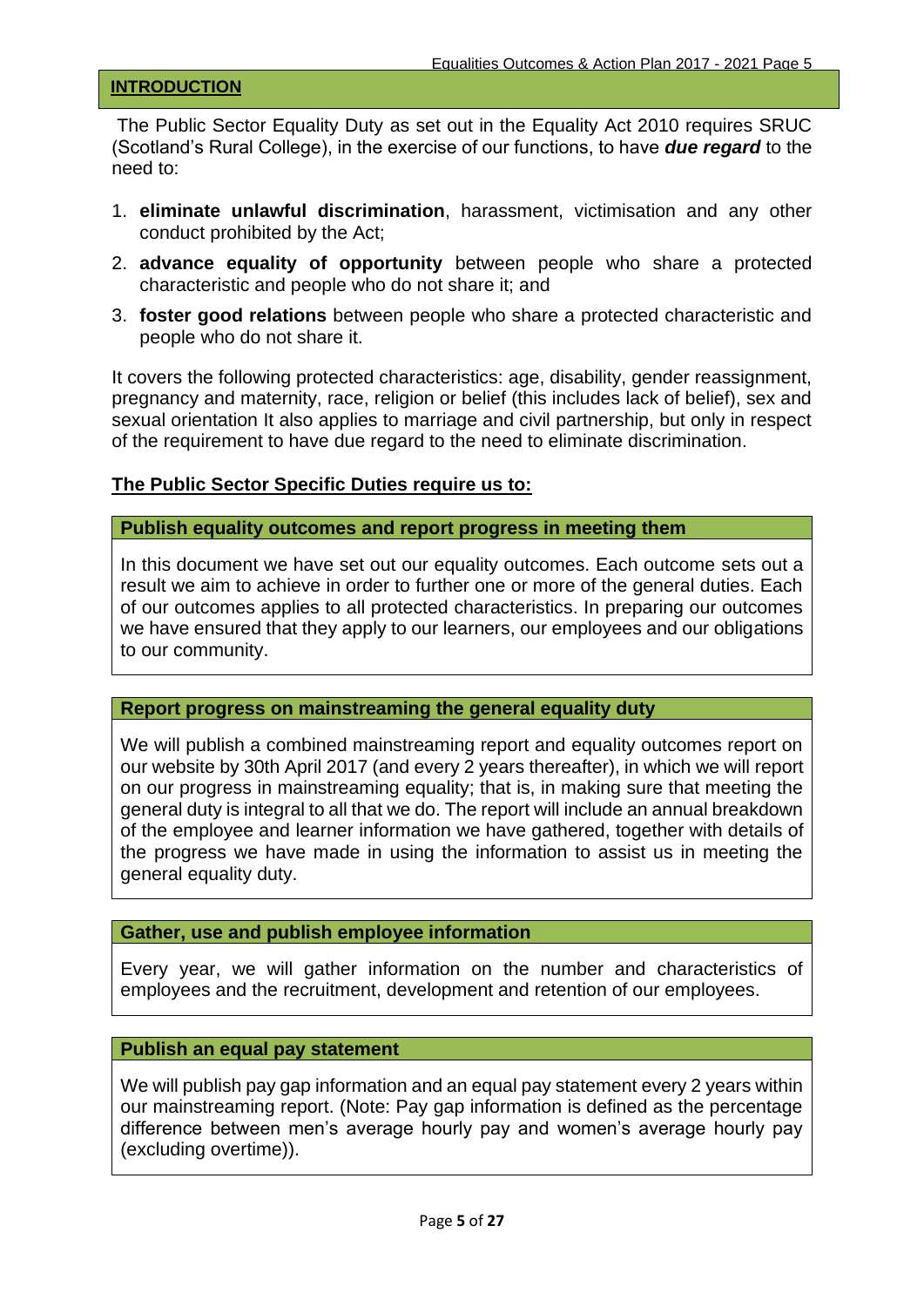## INTRODUCTION

The Public Sector Equality Duty as set out in the Equality Act 2010 requires SRUC (Scotland's Rural College), in the exercise of our functions, to have ***due regard*** to the need to:

1. **eliminate unlawful discrimination**, harassment, victimisation and any other conduct prohibited by the Act;
2. **advance equality of opportunity** between people who share a protected characteristic and people who do not share it; and
3. **foster good relations** between people who share a protected characteristic and people who do not share it.

It covers the following protected characteristics: age, disability, gender reassignment, pregnancy and maternity, race, religion or belief (this includes lack of belief), sex and sexual orientation It also applies to marriage and civil partnership, but only in respect of the requirement to have due regard to the need to eliminate discrimination.

### The Public Sector Specific Duties require us to:

#### Publish equality outcomes and report progress in meeting them

In this document we have set out our equality outcomes. Each outcome sets out a result we aim to achieve in order to further one or more of the general duties. Each of our outcomes applies to all protected characteristics. In preparing our outcomes we have ensured that they apply to our learners, our employees and our obligations to our community.

#### Report progress on mainstreaming the general equality duty

We will publish a combined mainstreaming report and equality outcomes report on our website by 30th April 2017 (and every 2 years thereafter), in which we will report on our progress in mainstreaming equality; that is, in making sure that meeting the general duty is integral to all that we do. The report will include an annual breakdown of the employee and learner information we have gathered, together with details of the progress we have made in using the information to assist us in meeting the general equality duty.

#### Gather, use and publish employee information

Every year, we will gather information on the number and characteristics of employees and the recruitment, development and retention of our employees.

#### Publish an equal pay statement

We will publish pay gap information and an equal pay statement every 2 years within our mainstreaming report. (Note: Pay gap information is defined as the percentage difference between men's average hourly pay and women's average hourly pay (excluding overtime)).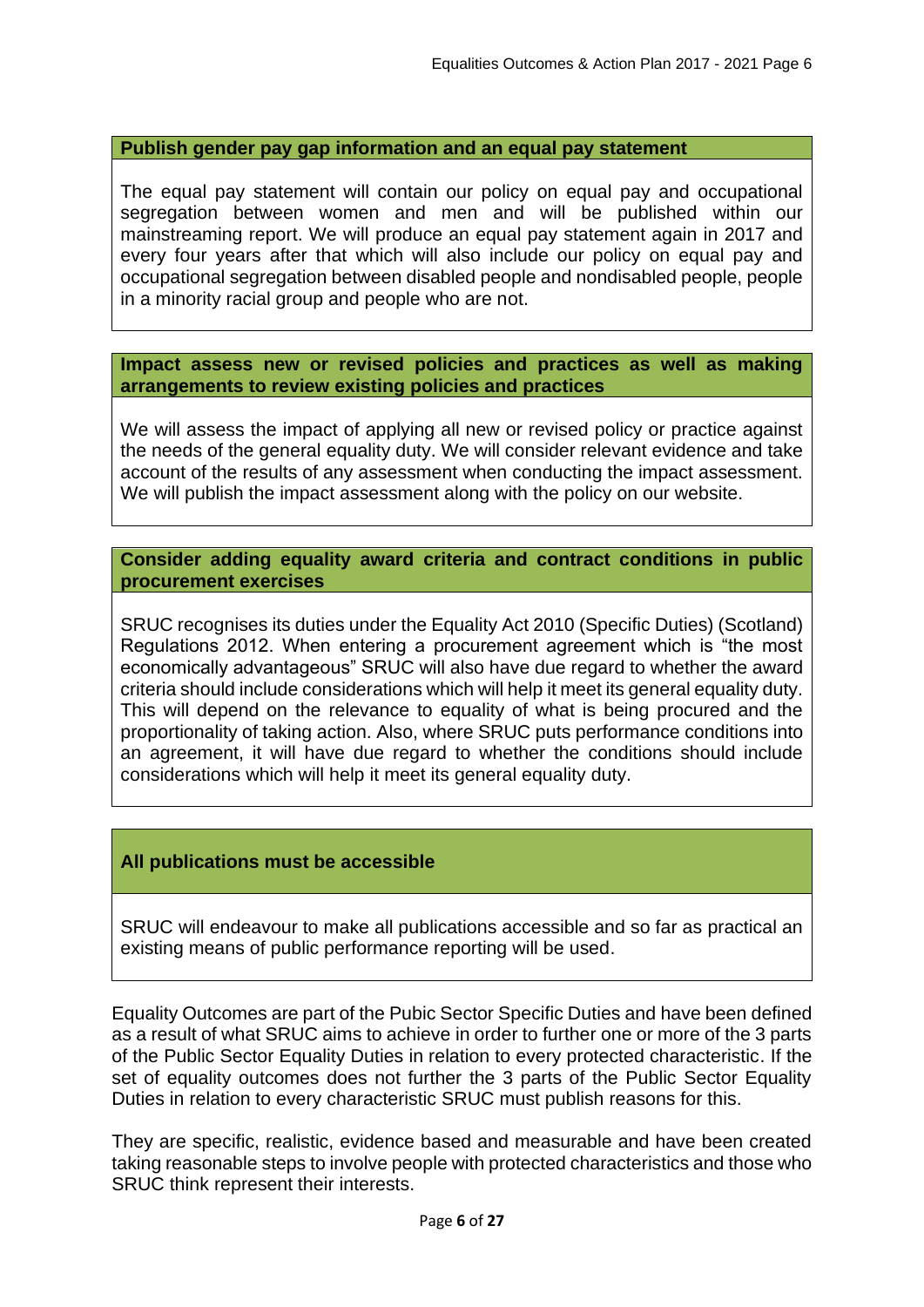### Publish gender pay gap information and an equal pay statement

The equal pay statement will contain our policy on equal pay and occupational segregation between women and men and will be published within our mainstreaming report. We will produce an equal pay statement again in 2017 and every four years after that which will also include our policy on equal pay and occupational segregation between disabled people and nondisabled people, people in a minority racial group and people who are not.

### Impact assess new or revised policies and practices as well as making arrangements to review existing policies and practices

We will assess the impact of applying all new or revised policy or practice against the needs of the general equality duty. We will consider relevant evidence and take account of the results of any assessment when conducting the impact assessment. We will publish the impact assessment along with the policy on our website.

### Consider adding equality award criteria and contract conditions in public procurement exercises

SRUC recognises its duties under the Equality Act 2010 (Specific Duties) (Scotland) Regulations 2012. When entering a procurement agreement which is "the most economically advantageous" SRUC will also have due regard to whether the award criteria should include considerations which will help it meet its general equality duty. This will depend on the relevance to equality of what is being procured and the proportionality of taking action. Also, where SRUC puts performance conditions into an agreement, it will have due regard to whether the conditions should include considerations which will help it meet its general equality duty.

### All publications must be accessible

SRUC will endeavour to make all publications accessible and so far as practical an existing means of public performance reporting will be used.

Equality Outcomes are part of the Pubic Sector Specific Duties and have been defined as a result of what SRUC aims to achieve in order to further one or more of the 3 parts of the Public Sector Equality Duties in relation to every protected characteristic. If the set of equality outcomes does not further the 3 parts of the Public Sector Equality Duties in relation to every characteristic SRUC must publish reasons for this.

They are specific, realistic, evidence based and measurable and have been created taking reasonable steps to involve people with protected characteristics and those who SRUC think represent their interests.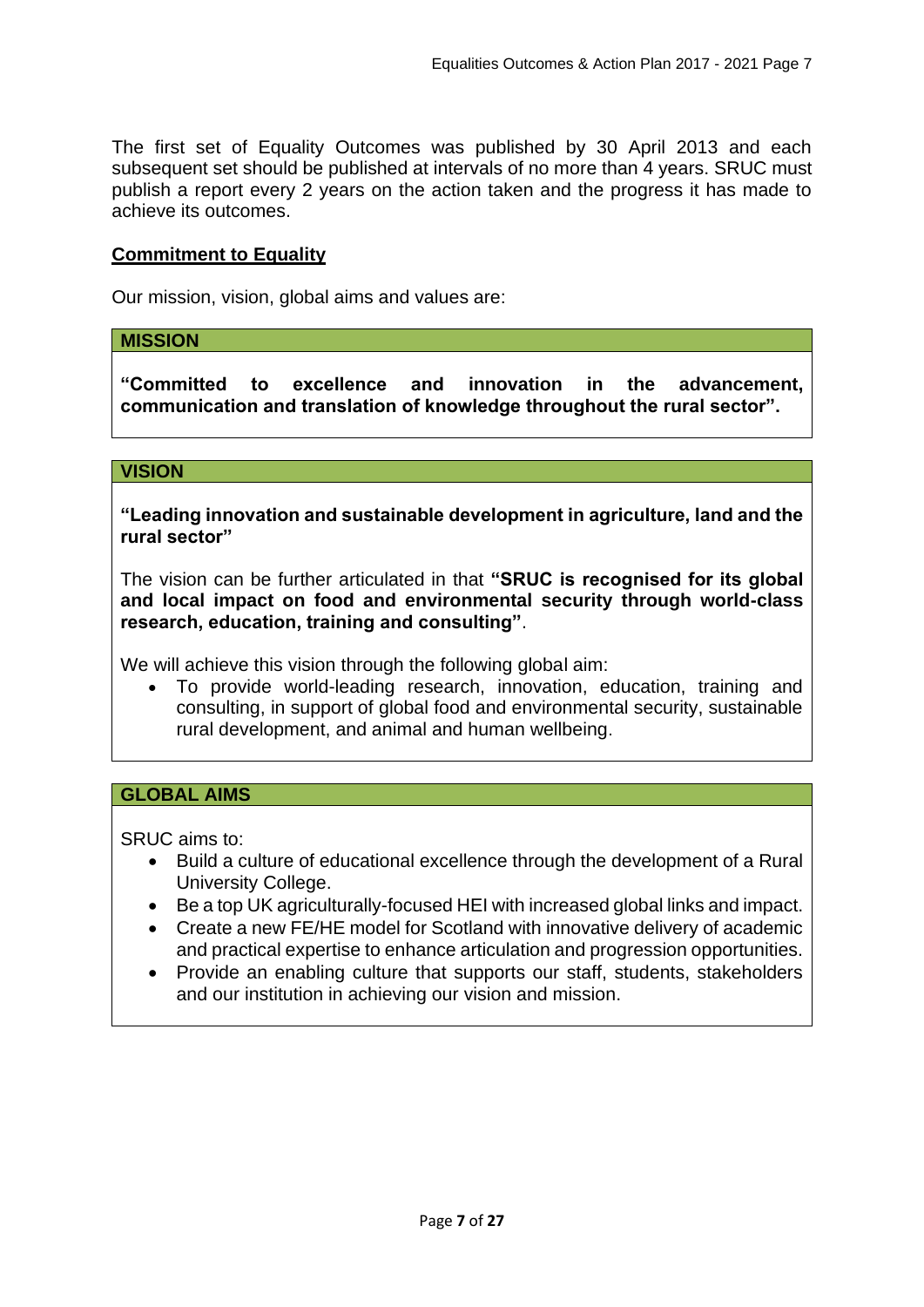The first set of Equality Outcomes was published by 30 April 2013 and each subsequent set should be published at intervals of no more than 4 years. SRUC must publish a report every 2 years on the action taken and the progress it has made to achieve its outcomes.

## Commitment to Equality

Our mission, vision, global aims and values are:

### MISSION

**"Committed to excellence and innovation in the advancement, communication and translation of knowledge throughout the rural sector".**

### VISION

**"Leading innovation and sustainable development in agriculture, land and the rural sector"**

The vision can be further articulated in that **"SRUC is recognised for its global and local impact on food and environmental security through world-class research, education, training and consulting"**.

We will achieve this vision through the following global aim:

- To provide world-leading research, innovation, education, training and consulting, in support of global food and environmental security, sustainable rural development, and animal and human wellbeing.

### GLOBAL AIMS

SRUC aims to:

- Build a culture of educational excellence through the development of a Rural University College.
- Be a top UK agriculturally-focused HEI with increased global links and impact.
- Create a new FE/HE model for Scotland with innovative delivery of academic and practical expertise to enhance articulation and progression opportunities.
- Provide an enabling culture that supports our staff, students, stakeholders and our institution in achieving our vision and mission.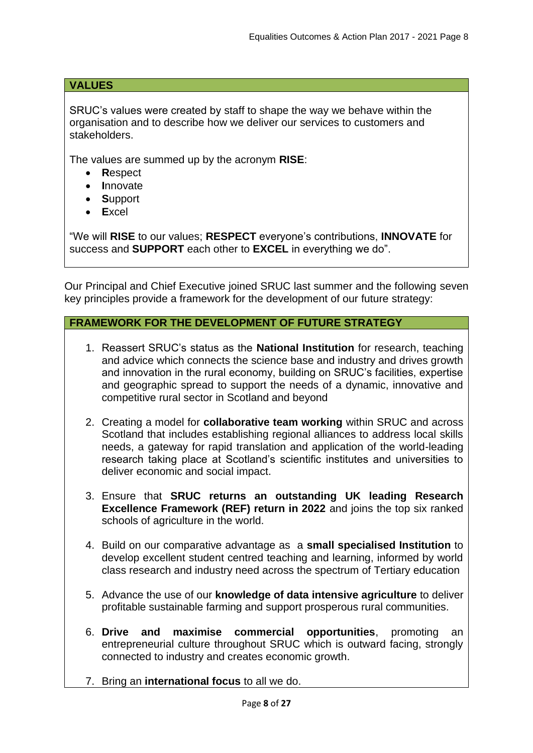## VALUES

SRUC's values were created by staff to shape the way we behave within the organisation and to describe how we deliver our services to customers and stakeholders.

The values are summed up by the acronym **RISE**:

- **R**espect
- **I**nnovate
- **S**upport
- **E**xcel

"We will **RISE** to our values; **RESPECT** everyone's contributions, **INNOVATE** for success and **SUPPORT** each other to **EXCEL** in everything we do".

Our Principal and Chief Executive joined SRUC last summer and the following seven key principles provide a framework for the development of our future strategy:

## FRAMEWORK FOR THE DEVELOPMENT OF FUTURE STRATEGY

1. Reassert SRUC's status as the **National Institution** for research, teaching and advice which connects the science base and industry and drives growth and innovation in the rural economy, building on SRUC's facilities, expertise and geographic spread to support the needs of a dynamic, innovative and competitive rural sector in Scotland and beyond
2. Creating a model for **collaborative team working** within SRUC and across Scotland that includes establishing regional alliances to address local skills needs, a gateway for rapid translation and application of the world-leading research taking place at Scotland's scientific institutes and universities to deliver economic and social impact.
3. Ensure that **SRUC returns an outstanding UK leading Research Excellence Framework (REF) return in 2022** and joins the top six ranked schools of agriculture in the world.
4. Build on our comparative advantage as a **small specialised Institution** to develop excellent student centred teaching and learning, informed by world class research and industry need across the spectrum of Tertiary education
5. Advance the use of our **knowledge of data intensive agriculture** to deliver profitable sustainable farming and support prosperous rural communities.
6. **Drive and maximise commercial opportunities**, promoting an entrepreneurial culture throughout SRUC which is outward facing, strongly connected to industry and creates economic growth.
7. Bring an **international focus** to all we do.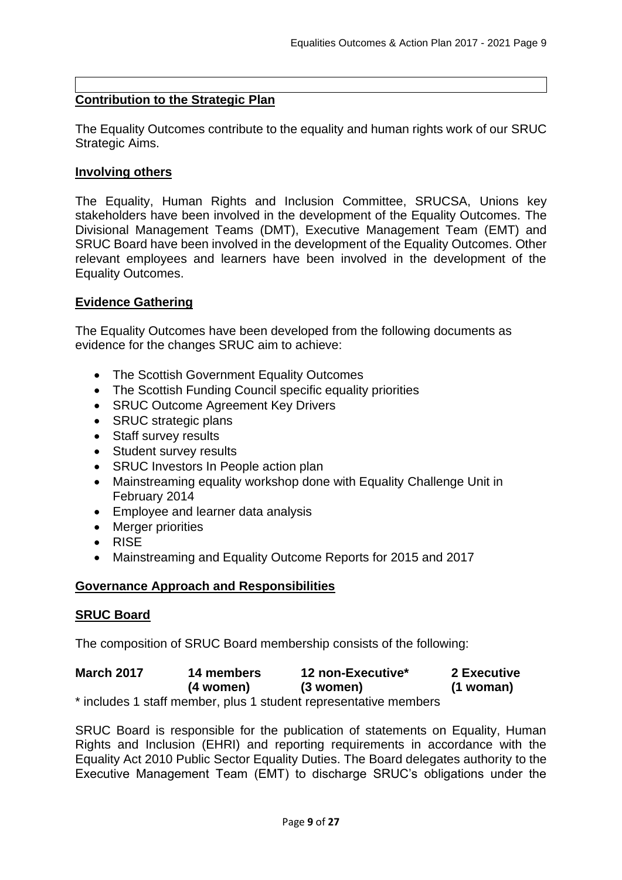## Contribution to the Strategic Plan

The Equality Outcomes contribute to the equality and human rights work of our SRUC Strategic Aims.

## Involving others

The Equality, Human Rights and Inclusion Committee, SRUCSA, Unions key stakeholders have been involved in the development of the Equality Outcomes. The Divisional Management Teams (DMT), Executive Management Team (EMT) and SRUC Board have been involved in the development of the Equality Outcomes. Other relevant employees and learners have been involved in the development of the Equality Outcomes.

## Evidence Gathering

The Equality Outcomes have been developed from the following documents as evidence for the changes SRUC aim to achieve:

- The Scottish Government Equality Outcomes
- The Scottish Funding Council specific equality priorities
- SRUC Outcome Agreement Key Drivers
- SRUC strategic plans
- Staff survey results
- Student survey results
- SRUC Investors In People action plan
- Mainstreaming equality workshop done with Equality Challenge Unit in February 2014
- Employee and learner data analysis
- Merger priorities
- RISE
- Mainstreaming and Equality Outcome Reports for 2015 and 2017

## Governance Approach and Responsibilities

## SRUC Board

The composition of SRUC Board membership consists of the following:

| | | | |
|---|---|---|---|
| **March 2017** | **14 members (4 women)** | **12 non-Executive\* (3 women)** | **2 Executive (1 woman)** |

\* includes 1 staff member, plus 1 student representative members

SRUC Board is responsible for the publication of statements on Equality, Human Rights and Inclusion (EHRI) and reporting requirements in accordance with the Equality Act 2010 Public Sector Equality Duties. The Board delegates authority to the Executive Management Team (EMT) to discharge SRUC's obligations under the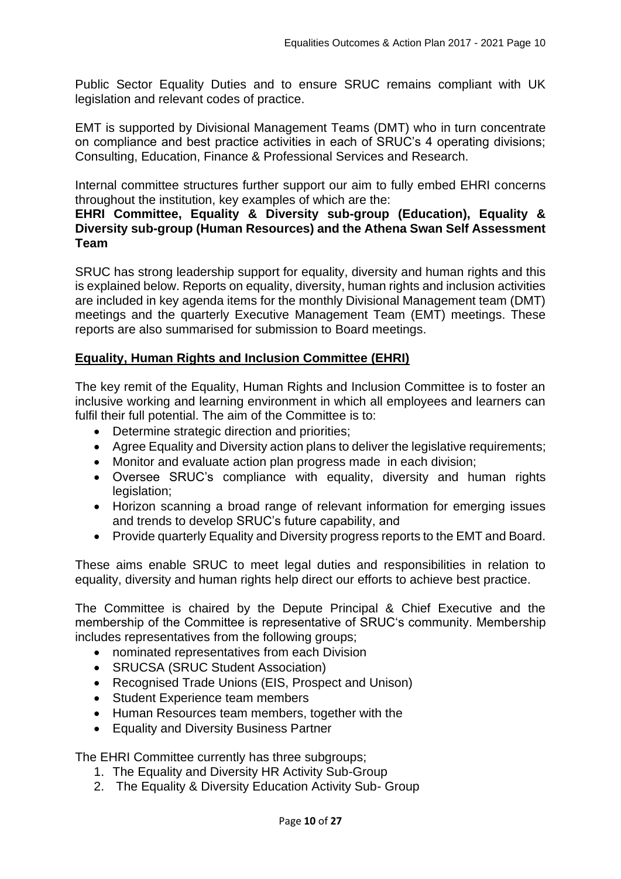Public Sector Equality Duties and to ensure SRUC remains compliant with UK legislation and relevant codes of practice.

EMT is supported by Divisional Management Teams (DMT) who in turn concentrate on compliance and best practice activities in each of SRUC's 4 operating divisions; Consulting, Education, Finance & Professional Services and Research.

Internal committee structures further support our aim to fully embed EHRI concerns throughout the institution, key examples of which are the:

**EHRI Committee, Equality & Diversity sub-group (Education), Equality & Diversity sub-group (Human Resources) and the Athena Swan Self Assessment Team**

SRUC has strong leadership support for equality, diversity and human rights and this is explained below. Reports on equality, diversity, human rights and inclusion activities are included in key agenda items for the monthly Divisional Management team (DMT) meetings and the quarterly Executive Management Team (EMT) meetings. These reports are also summarised for submission to Board meetings.

## Equality, Human Rights and Inclusion Committee (EHRI)

The key remit of the Equality, Human Rights and Inclusion Committee is to foster an inclusive working and learning environment in which all employees and learners can fulfil their full potential. The aim of the Committee is to:

- Determine strategic direction and priorities;
- Agree Equality and Diversity action plans to deliver the legislative requirements;
- Monitor and evaluate action plan progress made in each division;
- Oversee SRUC's compliance with equality, diversity and human rights legislation;
- Horizon scanning a broad range of relevant information for emerging issues and trends to develop SRUC's future capability, and
- Provide quarterly Equality and Diversity progress reports to the EMT and Board.

These aims enable SRUC to meet legal duties and responsibilities in relation to equality, diversity and human rights help direct our efforts to achieve best practice.

The Committee is chaired by the Depute Principal & Chief Executive and the membership of the Committee is representative of SRUC's community. Membership includes representatives from the following groups;

- nominated representatives from each Division
- SRUCSA (SRUC Student Association)
- Recognised Trade Unions (EIS, Prospect and Unison)
- Student Experience team members
- Human Resources team members, together with the
- Equality and Diversity Business Partner

The EHRI Committee currently has three subgroups;

1. The Equality and Diversity HR Activity Sub-Group
2. The Equality & Diversity Education Activity Sub- Group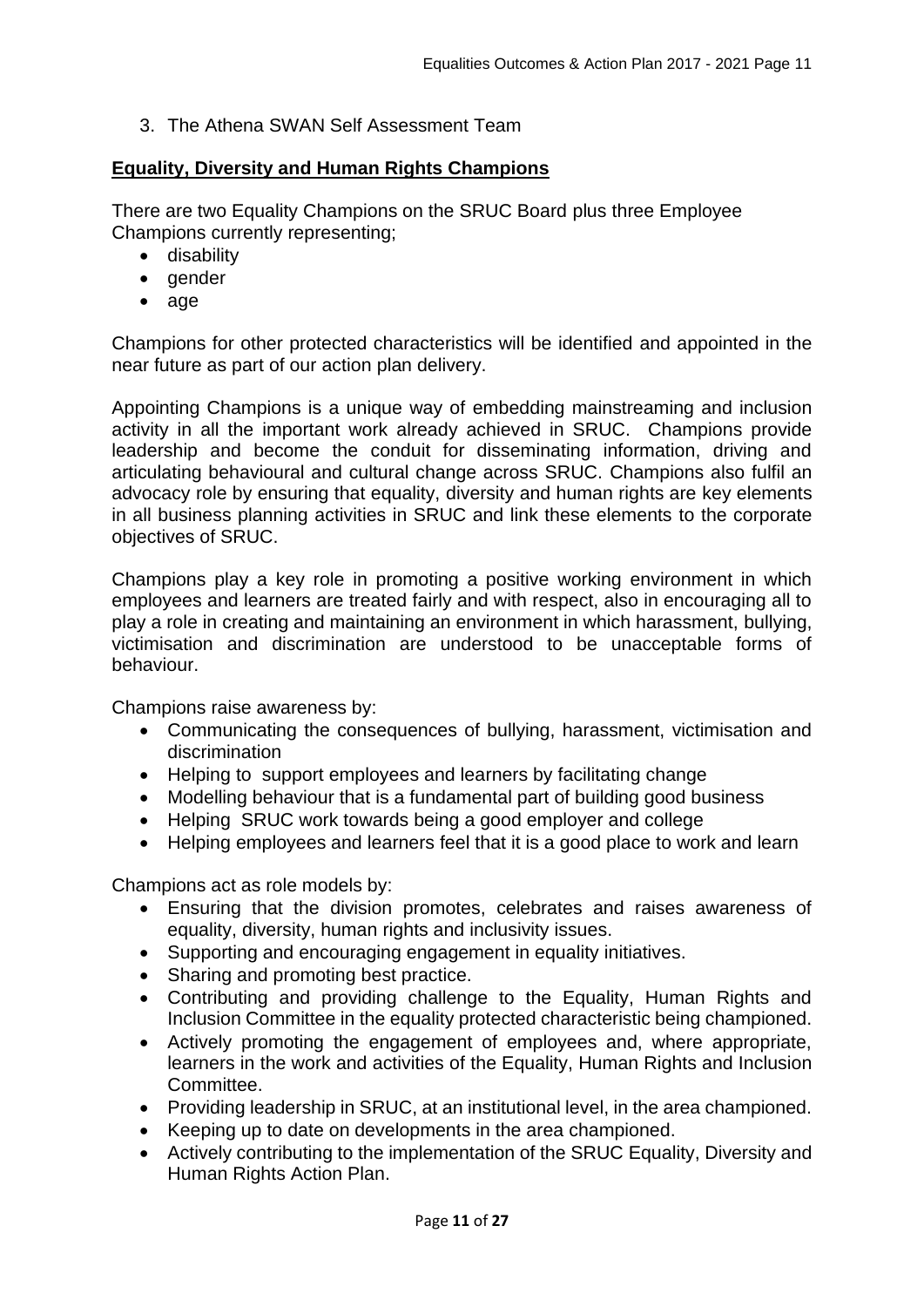3. The Athena SWAN Self Assessment Team

## Equality, Diversity and Human Rights Champions

There are two Equality Champions on the SRUC Board plus three Employee Champions currently representing;

- disability
- gender
- age

Champions for other protected characteristics will be identified and appointed in the near future as part of our action plan delivery.

Appointing Champions is a unique way of embedding mainstreaming and inclusion activity in all the important work already achieved in SRUC. Champions provide leadership and become the conduit for disseminating information, driving and articulating behavioural and cultural change across SRUC. Champions also fulfil an advocacy role by ensuring that equality, diversity and human rights are key elements in all business planning activities in SRUC and link these elements to the corporate objectives of SRUC.

Champions play a key role in promoting a positive working environment in which employees and learners are treated fairly and with respect, also in encouraging all to play a role in creating and maintaining an environment in which harassment, bullying, victimisation and discrimination are understood to be unacceptable forms of behaviour.

Champions raise awareness by:

- Communicating the consequences of bullying, harassment, victimisation and discrimination
- Helping to support employees and learners by facilitating change
- Modelling behaviour that is a fundamental part of building good business
- Helping SRUC work towards being a good employer and college
- Helping employees and learners feel that it is a good place to work and learn

Champions act as role models by:

- Ensuring that the division promotes, celebrates and raises awareness of equality, diversity, human rights and inclusivity issues.
- Supporting and encouraging engagement in equality initiatives.
- Sharing and promoting best practice.
- Contributing and providing challenge to the Equality, Human Rights and Inclusion Committee in the equality protected characteristic being championed.
- Actively promoting the engagement of employees and, where appropriate, learners in the work and activities of the Equality, Human Rights and Inclusion Committee.
- Providing leadership in SRUC, at an institutional level, in the area championed.
- Keeping up to date on developments in the area championed.
- Actively contributing to the implementation of the SRUC Equality, Diversity and Human Rights Action Plan.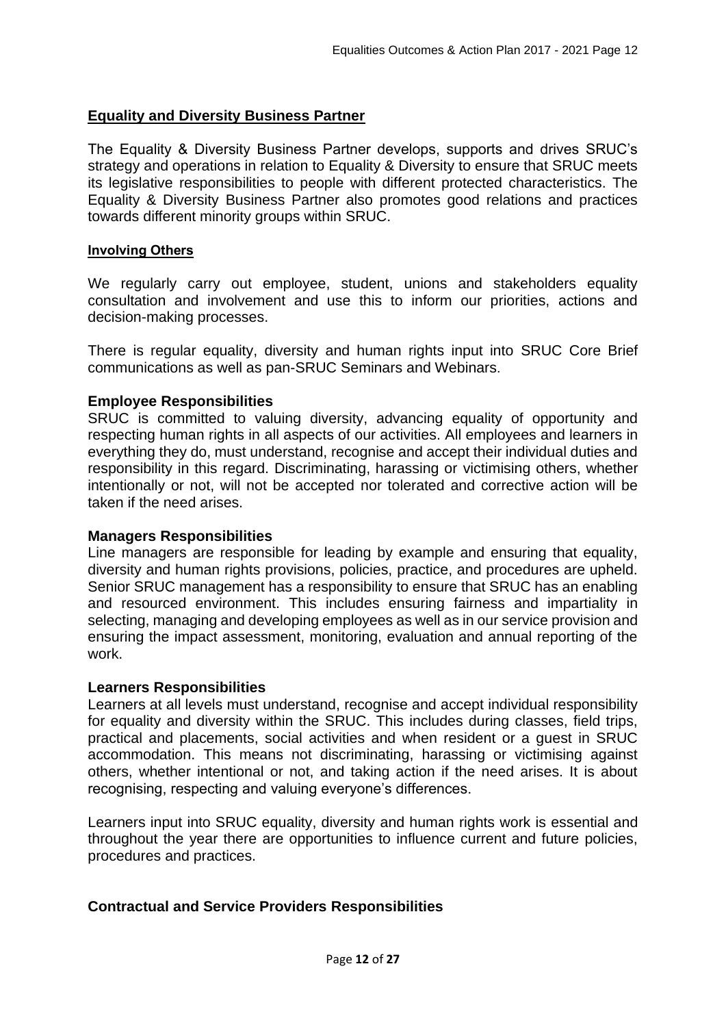## Equality and Diversity Business Partner

The Equality & Diversity Business Partner develops, supports and drives SRUC's strategy and operations in relation to Equality & Diversity to ensure that SRUC meets its legislative responsibilities to people with different protected characteristics. The Equality & Diversity Business Partner also promotes good relations and practices towards different minority groups within SRUC.

#### Involving Others

We regularly carry out employee, student, unions and stakeholders equality consultation and involvement and use this to inform our priorities, actions and decision-making processes.

There is regular equality, diversity and human rights input into SRUC Core Brief communications as well as pan-SRUC Seminars and Webinars.

### Employee Responsibilities

SRUC is committed to valuing diversity, advancing equality of opportunity and respecting human rights in all aspects of our activities. All employees and learners in everything they do, must understand, recognise and accept their individual duties and responsibility in this regard. Discriminating, harassing or victimising others, whether intentionally or not, will not be accepted nor tolerated and corrective action will be taken if the need arises.

### Managers Responsibilities

Line managers are responsible for leading by example and ensuring that equality, diversity and human rights provisions, policies, practice, and procedures are upheld. Senior SRUC management has a responsibility to ensure that SRUC has an enabling and resourced environment. This includes ensuring fairness and impartiality in selecting, managing and developing employees as well as in our service provision and ensuring the impact assessment, monitoring, evaluation and annual reporting of the work.

### Learners Responsibilities

Learners at all levels must understand, recognise and accept individual responsibility for equality and diversity within the SRUC. This includes during classes, field trips, practical and placements, social activities and when resident or a guest in SRUC accommodation. This means not discriminating, harassing or victimising against others, whether intentional or not, and taking action if the need arises. It is about recognising, respecting and valuing everyone's differences.

Learners input into SRUC equality, diversity and human rights work is essential and throughout the year there are opportunities to influence current and future policies, procedures and practices.

## Contractual and Service Providers Responsibilities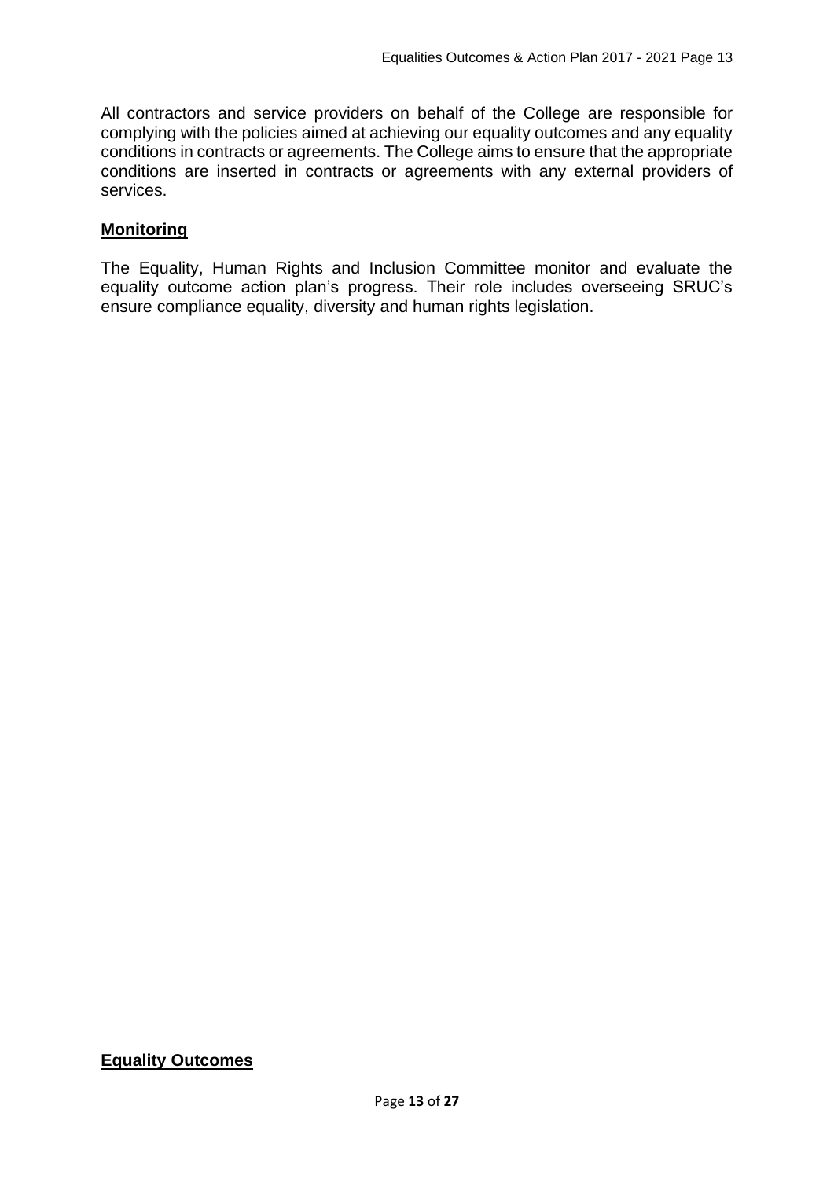All contractors and service providers on behalf of the College are responsible for complying with the policies aimed at achieving our equality outcomes and any equality conditions in contracts or agreements. The College aims to ensure that the appropriate conditions are inserted in contracts or agreements with any external providers of services.

## **Monitoring**

The Equality, Human Rights and Inclusion Committee monitor and evaluate the equality outcome action plan's progress. Their role includes overseeing SRUC's ensure compliance equality, diversity and human rights legislation.

## **Equality Outcomes**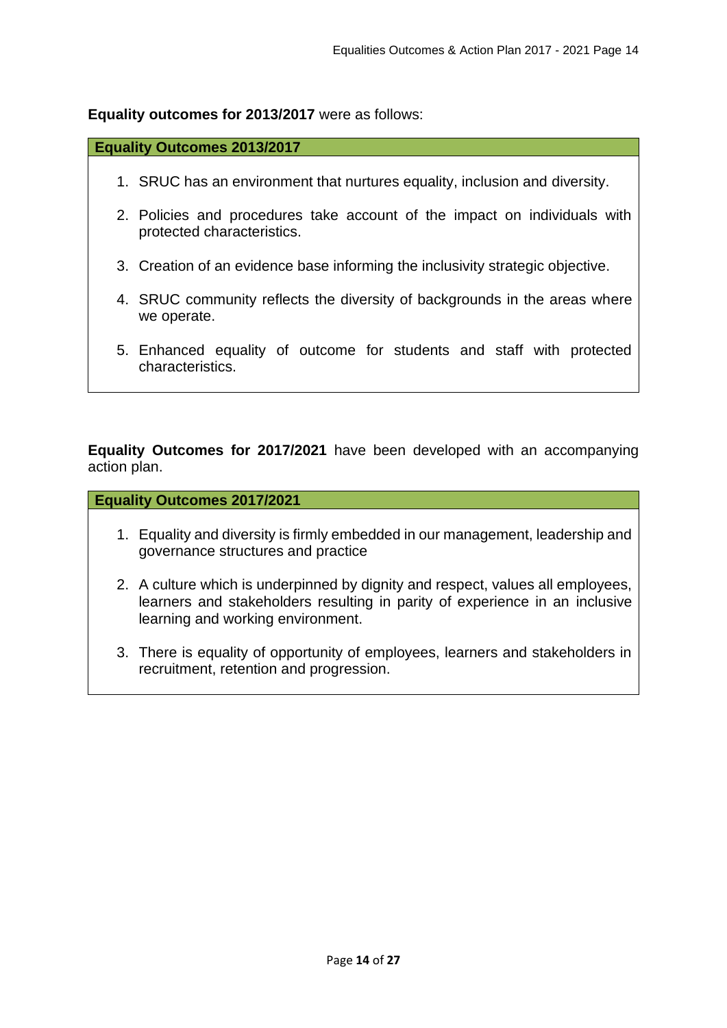**Equality outcomes for 2013/2017** were as follows:

| Equality Outcomes 2013/2017 |
|---|
| 1. SRUC has an environment that nurtures equality, inclusion and diversity.<br>2. Policies and procedures take account of the impact on individuals with protected characteristics.<br>3. Creation of an evidence base informing the inclusivity strategic objective.<br>4. SRUC community reflects the diversity of backgrounds in the areas where we operate.<br>5. Enhanced equality of outcome for students and staff with protected characteristics. |

**Equality Outcomes for 2017/2021** have been developed with an accompanying action plan.

| Equality Outcomes 2017/2021 |
|---|
| 1. Equality and diversity is firmly embedded in our management, leadership and governance structures and practice<br>2. A culture which is underpinned by dignity and respect, values all employees, learners and stakeholders resulting in parity of experience in an inclusive learning and working environment.<br>3. There is equality of opportunity of employees, learners and stakeholders in recruitment, retention and progression. |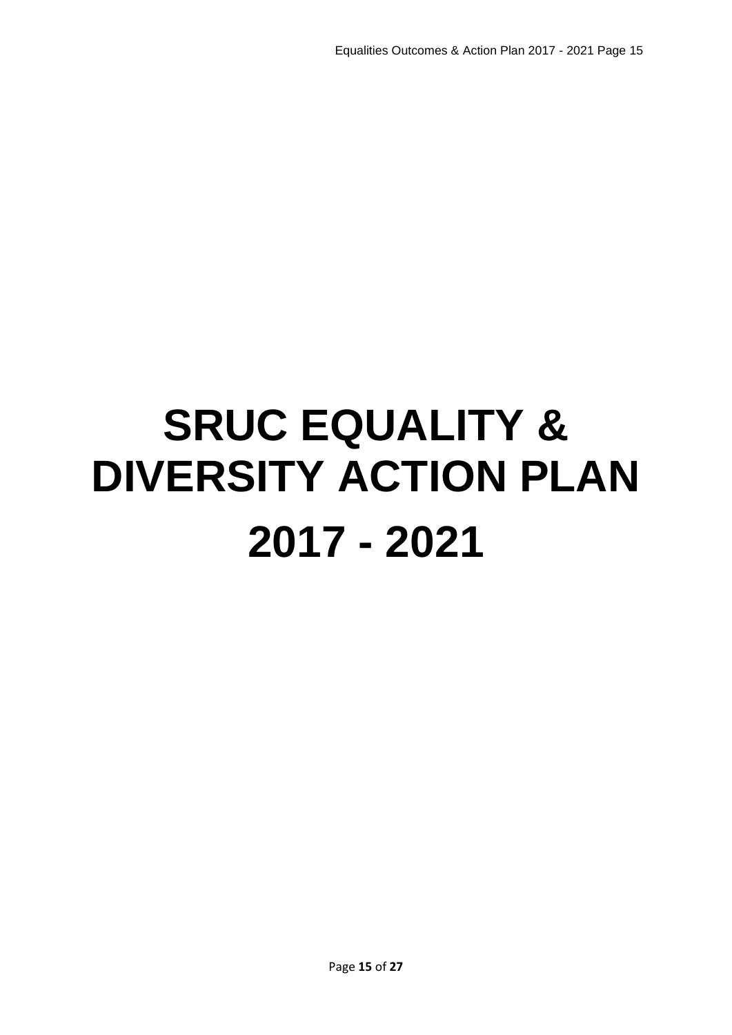# SRUC EQUALITY & DIVERSITY ACTION PLAN

# 2017 - 2021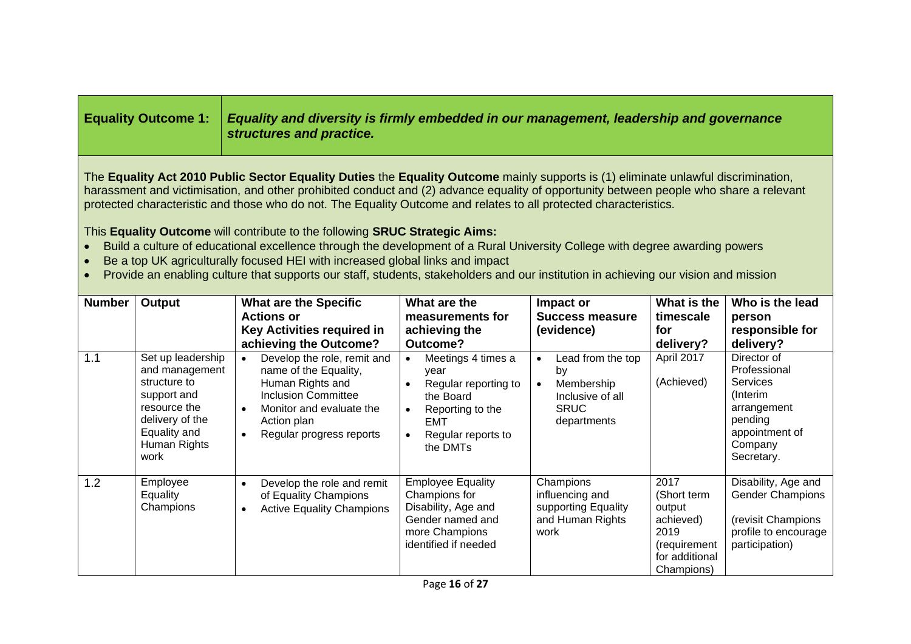| **Equality Outcome 1:** | ***Equality and diversity is firmly embedded in our management, leadership and governance structures and practice.*** |
|---|---|

The **Equality Act 2010 Public Sector Equality Duties** the **Equality Outcome** mainly supports is (1) eliminate unlawful discrimination, harassment and victimisation, and other prohibited conduct and (2) advance equality of opportunity between people who share a relevant protected characteristic and those who do not. The Equality Outcome and relates to all protected characteristics.

This **Equality Outcome** will contribute to the following **SRUC Strategic Aims:**

- Build a culture of educational excellence through the development of a Rural University College with degree awarding powers
- Be a top UK agriculturally focused HEI with increased global links and impact
- Provide an enabling culture that supports our staff, students, stakeholders and our institution in achieving our vision and mission

| Number | Output | What are the Specific Actions or Key Activities required in achieving the Outcome? | What are the measurements for achieving the Outcome? | Impact or Success measure (evidence) | What is the timescale for delivery? | Who is the lead person responsible for delivery? |
|---|---|---|---|---|---|---|
| 1.1 | Set up leadership and management structure to support and resource the delivery of the Equality and Human Rights work | • Develop the role, remit and name of the Equality, Human Rights and Inclusion Committee<br>• Monitor and evaluate the Action plan<br>• Regular progress reports | • Meetings 4 times a year<br>• Regular reporting to the Board<br>• Reporting to the EMT<br>• Regular reports to the DMTs | • Lead from the top by<br>• Membership Inclusive of all SRUC departments | April 2017<br><br>(Achieved) | Director of Professional Services (Interim arrangement pending appointment of Company Secretary. |
| 1.2 | Employee Equality Champions | • Develop the role and remit of Equality Champions<br>• Active Equality Champions | Employee Equality Champions for Disability, Age and Gender named and more Champions identified if needed | Champions influencing and supporting Equality and Human Rights work | 2017 (Short term output achieved) 2019 (requirement for additional Champions) | Disability, Age and Gender Champions<br><br>(revisit Champions profile to encourage participation) |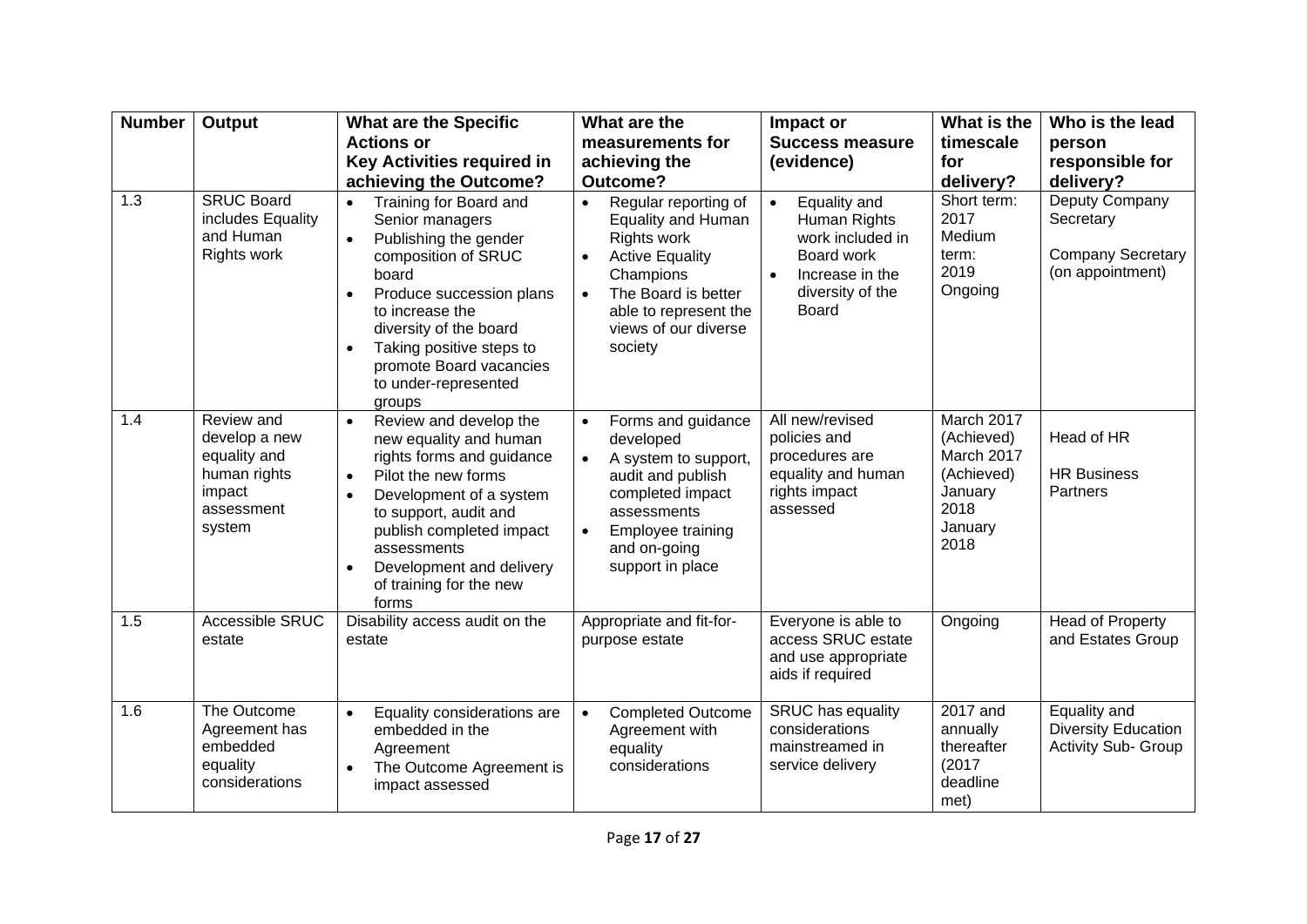| Number | Output | What are the Specific Actions or Key Activities required in achieving the Outcome? | What are the measurements for achieving the Outcome? | Impact or Success measure (evidence) | What is the timescale for delivery? | Who is the lead person responsible for delivery? |
|---|---|---|---|---|---|---|
| 1.3 | SRUC Board includes Equality and Human Rights work | • Training for Board and Senior managers<br>• Publishing the gender composition of SRUC board<br>• Produce succession plans to increase the diversity of the board<br>• Taking positive steps to promote Board vacancies to under-represented groups | • Regular reporting of Equality and Human Rights work<br>• Active Equality Champions<br>• The Board is better able to represent the views of our diverse society | • Equality and Human Rights work included in Board work<br>• Increase in the diversity of the Board | Short term: 2017<br>Medium term: 2019<br>Ongoing | Deputy Company Secretary<br><br>Company Secretary (on appointment) |
| 1.4 | Review and develop a new equality and human rights impact assessment system | • Review and develop the new equality and human rights forms and guidance<br>• Pilot the new forms<br>• Development of a system to support, audit and publish completed impact assessments<br>• Development and delivery of training for the new forms | • Forms and guidance developed<br>• A system to support, audit and publish completed impact assessments<br>• Employee training and on-going support in place | All new/revised policies and procedures are equality and human rights impact assessed | March 2017 (Achieved)<br>March 2017 (Achieved)<br>January 2018<br>January 2018 | Head of HR<br><br>HR Business Partners |
| 1.5 | Accessible SRUC estate | Disability access audit on the estate | Appropriate and fit-for-purpose estate | Everyone is able to access SRUC estate and use appropriate aids if required | Ongoing | Head of Property and Estates Group |
| 1.6 | The Outcome Agreement has embedded equality considerations | • Equality considerations are embedded in the Agreement<br>• The Outcome Agreement is impact assessed | • Completed Outcome Agreement with equality considerations | SRUC has equality considerations mainstreamed in service delivery | 2017 and annually thereafter (2017 deadline met) | Equality and Diversity Education Activity Sub- Group |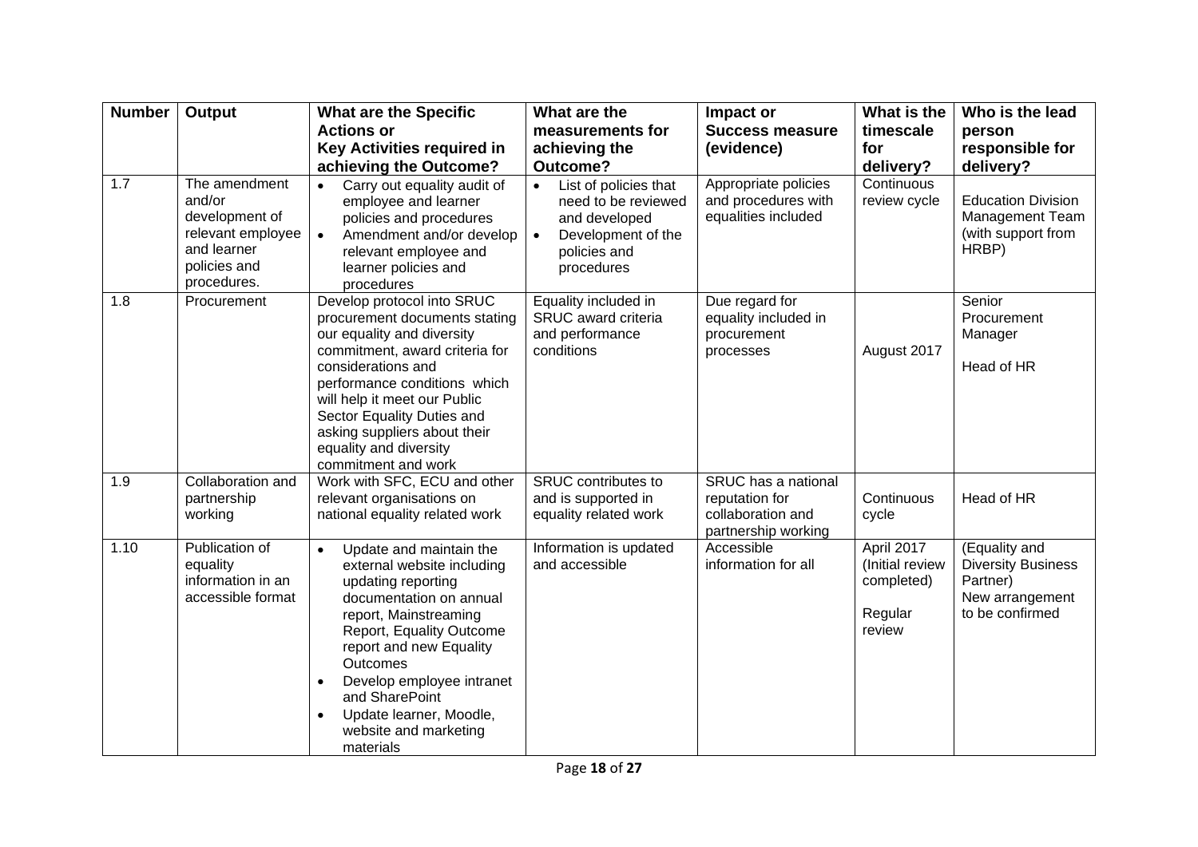| Number | Output | What are the Specific Actions or Key Activities required in achieving the Outcome? | What are the measurements for achieving the Outcome? | Impact or Success measure (evidence) | What is the timescale for delivery? | Who is the lead person responsible for delivery? |
|---|---|---|---|---|---|---|
| 1.7 | The amendment and/or development of relevant employee and learner policies and procedures. | • Carry out equality audit of employee and learner policies and procedures<br>• Amendment and/or develop relevant employee and learner policies and procedures | • List of policies that need to be reviewed and developed<br>• Development of the policies and procedures | Appropriate policies and procedures with equalities included | Continuous review cycle | Education Division Management Team (with support from HRBP) |
| 1.8 | Procurement | Develop protocol into SRUC procurement documents stating our equality and diversity commitment, award criteria for considerations and performance conditions which will help it meet our Public Sector Equality Duties and asking suppliers about their equality and diversity commitment and work | Equality included in SRUC award criteria and performance conditions | Due regard for equality included in procurement processes | August 2017 | Senior Procurement Manager<br><br>Head of HR |
| 1.9 | Collaboration and partnership working | Work with SFC, ECU and other relevant organisations on national equality related work | SRUC contributes to and is supported in equality related work | SRUC has a national reputation for collaboration and partnership working | Continuous cycle | Head of HR |
| 1.10 | Publication of equality information in an accessible format | • Update and maintain the external website including updating reporting documentation on annual report, Mainstreaming Report, Equality Outcome report and new Equality Outcomes<br>• Develop employee intranet and SharePoint<br>• Update learner, Moodle, website and marketing materials | Information is updated and accessible | Accessible information for all | April 2017 (Initial review completed)<br><br>Regular review | (Equality and Diversity Business Partner) New arrangement to be confirmed |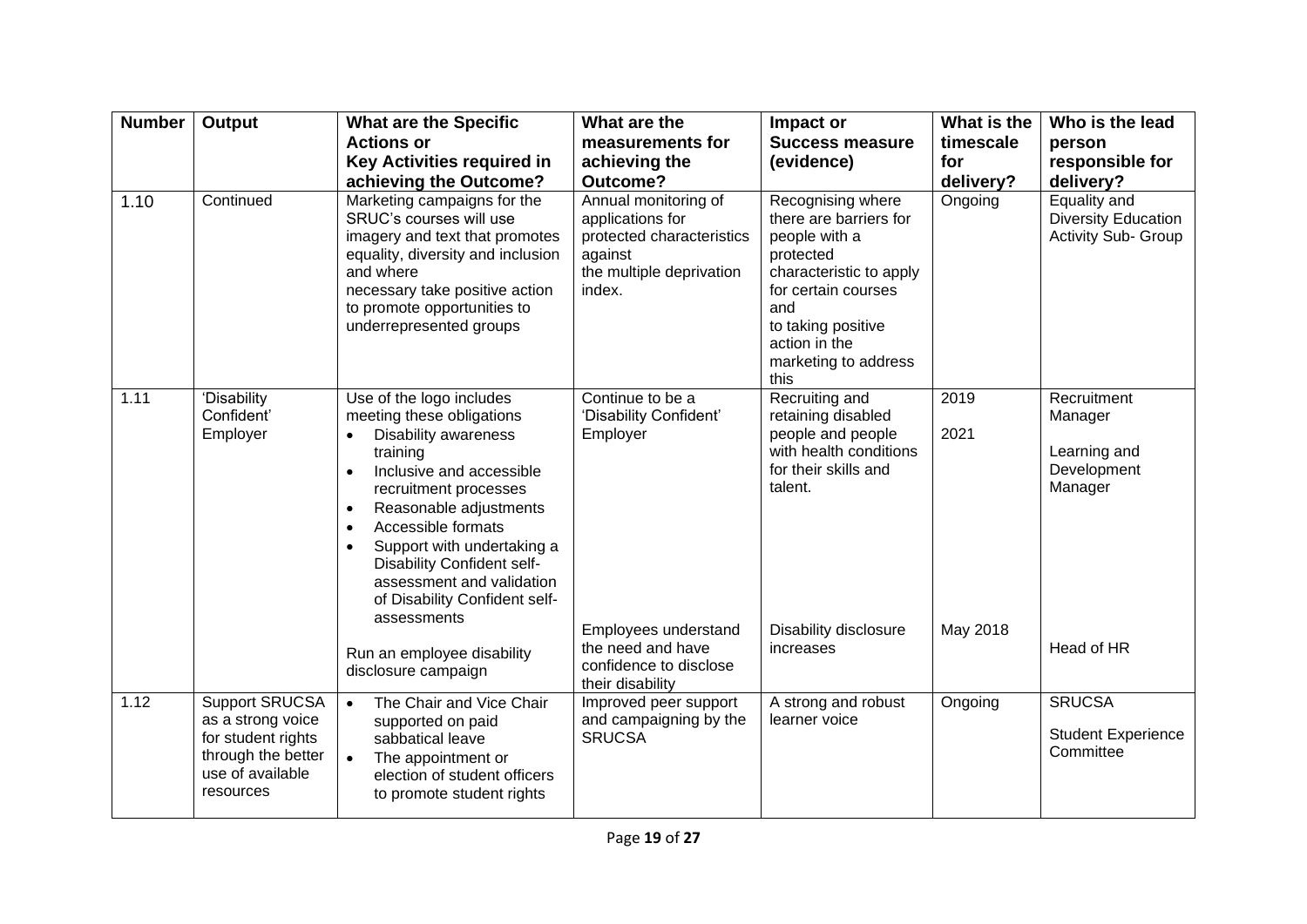| Number | Output | What are the Specific Actions or Key Activities required in achieving the Outcome? | What are the measurements for achieving the Outcome? | Impact or Success measure (evidence) | What is the timescale for delivery? | Who is the lead person responsible for delivery? |
|---|---|---|---|---|---|---|
| 1.10 | Continued | Marketing campaigns for the SRUC's courses will use imagery and text that promotes equality, diversity and inclusion and where necessary take positive action to promote opportunities to underrepresented groups | Annual monitoring of applications for protected characteristics against the multiple deprivation index. | Recognising where there are barriers for people with a protected characteristic to apply for certain courses and to taking positive action in the marketing to address this | Ongoing | Equality and Diversity Education Activity Sub- Group |
| 1.11 | 'Disability Confident' Employer | Use of the logo includes meeting these obligations<br>• Disability awareness training<br>• Inclusive and accessible recruitment processes<br>• Reasonable adjustments<br>• Accessible formats<br>• Support with undertaking a Disability Confident self-assessment and validation of Disability Confident self-assessments | Continue to be a 'Disability Confident' Employer | Recruiting and retaining disabled people and people with health conditions for their skills and talent. | 2019<br><br>2021 | Recruitment Manager<br><br>Learning and Development Manager |
| | | Run an employee disability disclosure campaign | Employees understand the need and have confidence to disclose their disability | Disability disclosure increases | May 2018 | Head of HR |
| 1.12 | Support SRUCSA as a strong voice for student rights through the better use of available resources | • The Chair and Vice Chair supported on paid sabbatical leave<br>• The appointment or election of student officers to promote student rights | Improved peer support and campaigning by the SRUCSA | A strong and robust learner voice | Ongoing | SRUCSA<br><br>Student Experience Committee |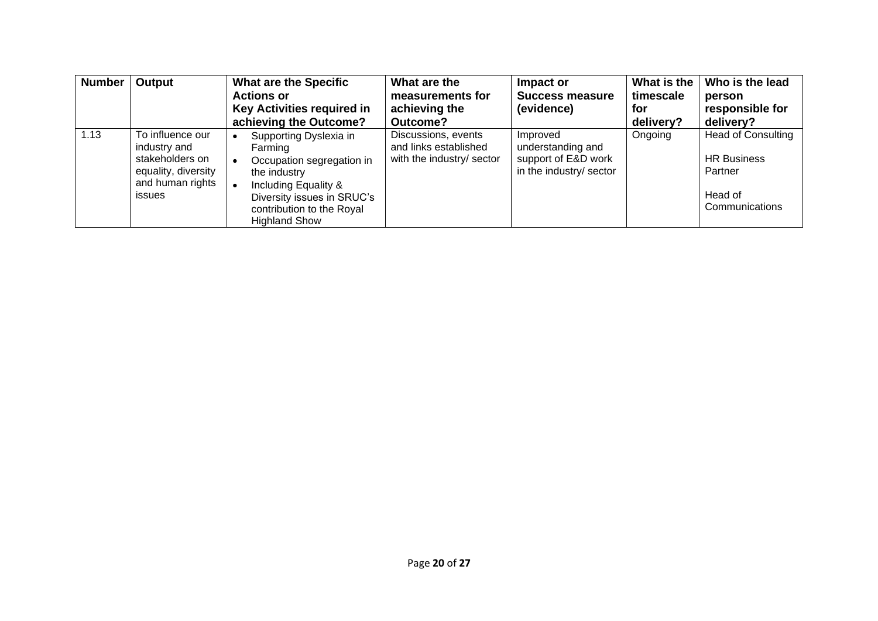| Number | Output | What are the Specific Actions or Key Activities required in achieving the Outcome? | What are the measurements for achieving the Outcome? | Impact or Success measure (evidence) | What is the timescale for delivery? | Who is the lead person responsible for delivery? |
|---|---|---|---|---|---|---|
| 1.13 | To influence our industry and stakeholders on equality, diversity and human rights issues | • Supporting Dyslexia in Farming<br>• Occupation segregation in the industry<br>• Including Equality & Diversity issues in SRUC's contribution to the Royal Highland Show | Discussions, events and links established with the industry/ sector | Improved understanding and support of E&D work in the industry/ sector | Ongoing | Head of Consulting<br><br>HR Business Partner<br><br>Head of Communications |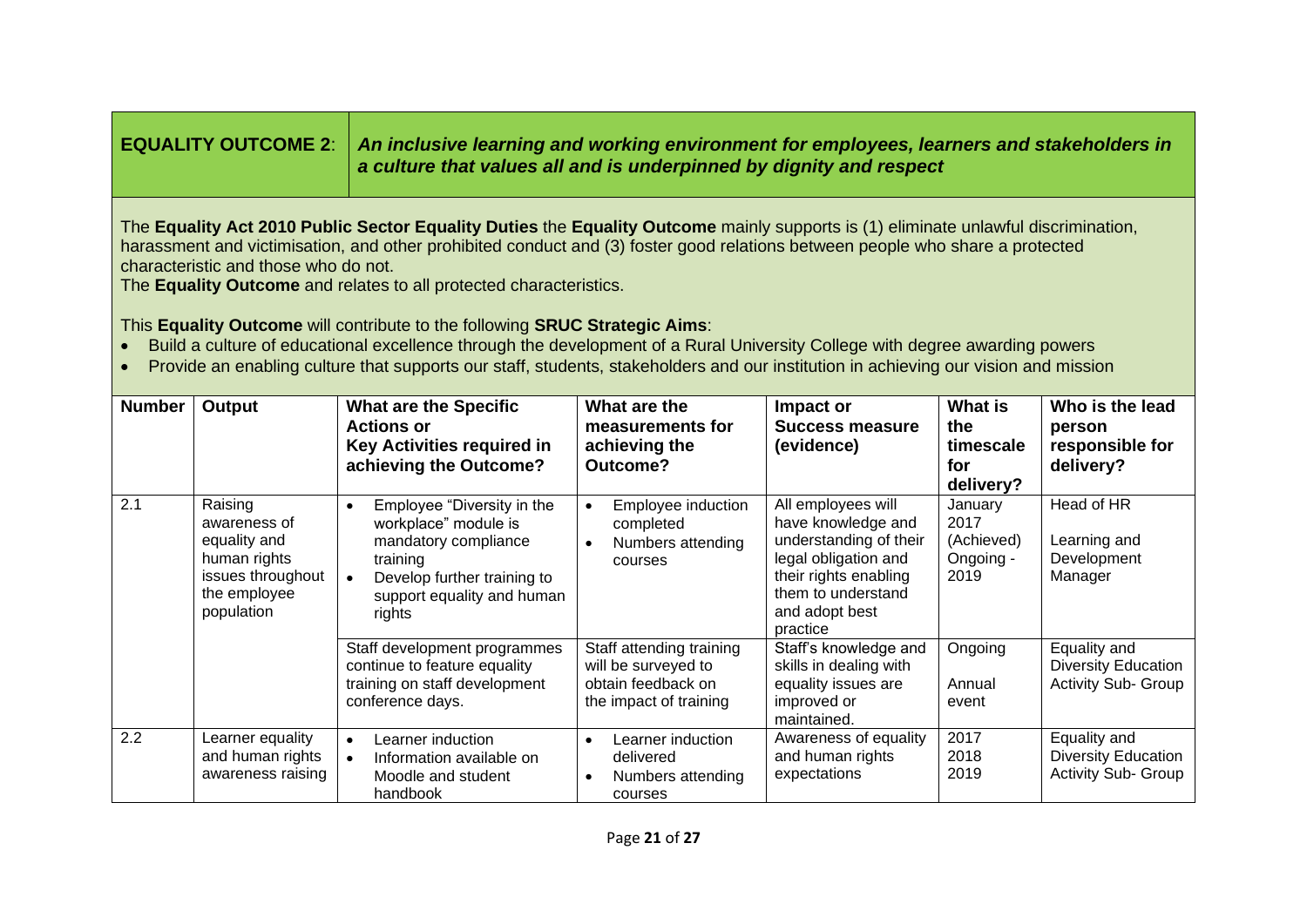| **EQUALITY OUTCOME 2**: | ***An inclusive learning and working environment for employees, learners and stakeholders in a culture that values all and is underpinned by dignity and respect*** |
|---|---|

The **Equality Act 2010 Public Sector Equality Duties** the **Equality Outcome** mainly supports is (1) eliminate unlawful discrimination, harassment and victimisation, and other prohibited conduct and (3) foster good relations between people who share a protected characteristic and those who do not.
The **Equality Outcome** and relates to all protected characteristics.

This **Equality Outcome** will contribute to the following **SRUC Strategic Aims**:

- Build a culture of educational excellence through the development of a Rural University College with degree awarding powers
- Provide an enabling culture that supports our staff, students, stakeholders and our institution in achieving our vision and mission

| Number | Output | What are the Specific Actions or Key Activities required in achieving the Outcome? | What are the measurements for achieving the Outcome? | Impact or Success measure (evidence) | What is the timescale for delivery? | Who is the lead person responsible for delivery? |
|---|---|---|---|---|---|---|
| 2.1 | Raising awareness of equality and human rights issues throughout the employee population | • Employee "Diversity in the workplace" module is mandatory compliance training<br>• Develop further training to support equality and human rights | • Employee induction completed<br>• Numbers attending courses | All employees will have knowledge and understanding of their legal obligation and their rights enabling them to understand and adopt best practice | January 2017 (Achieved)<br>Ongoing - 2019 | Head of HR<br><br>Learning and Development Manager |
| | | Staff development programmes continue to feature equality training on staff development conference days. | Staff attending training will be surveyed to obtain feedback on the impact of training | Staff's knowledge and skills in dealing with equality issues are improved or maintained. | Ongoing<br><br>Annual event | Equality and Diversity Education Activity Sub- Group |
| 2.2 | Learner equality and human rights awareness raising | • Learner induction<br>• Information available on Moodle and student handbook | • Learner induction delivered<br>• Numbers attending courses | Awareness of equality and human rights expectations | 2017<br>2018<br>2019 | Equality and Diversity Education Activity Sub- Group |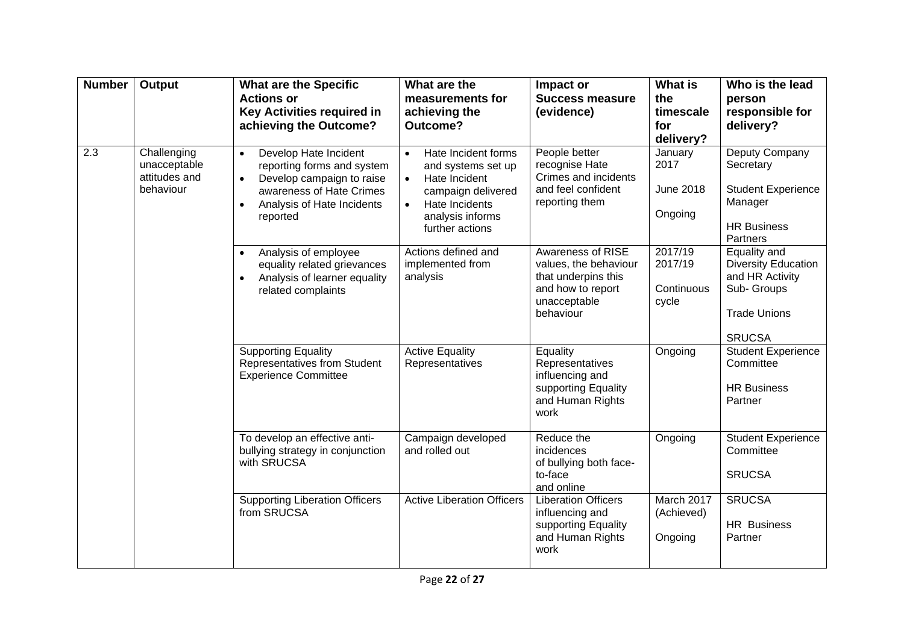| Number | Output | What are the Specific Actions or Key Activities required in achieving the Outcome? | What are the measurements for achieving the Outcome? | Impact or Success measure (evidence) | What is the timescale for delivery? | Who is the lead person responsible for delivery? |
|---|---|---|---|---|---|---|
| 2.3 | Challenging unacceptable attitudes and behaviour | • Develop Hate Incident reporting forms and system<br>• Develop campaign to raise awareness of Hate Crimes<br>• Analysis of Hate Incidents reported | • Hate Incident forms and systems set up<br>• Hate Incident campaign delivered<br>• Hate Incidents analysis informs further actions | People better recognise Hate Crimes and incidents and feel confident reporting them | January 2017<br><br>June 2018<br><br>Ongoing | Deputy Company Secretary<br><br>Student Experience Manager<br><br>HR Business Partners |
| | | • Analysis of employee equality related grievances<br>• Analysis of learner equality related complaints | Actions defined and implemented from analysis | Awareness of RISE values, the behaviour that underpins this and how to report unacceptable behaviour | 2017/19<br>2017/19<br><br>Continuous cycle | Equality and Diversity Education and HR Activity Sub- Groups<br><br>Trade Unions<br><br>SRUCSA |
| | | Supporting Equality Representatives from Student Experience Committee | Active Equality Representatives | Equality Representatives influencing and supporting Equality and Human Rights work | Ongoing | Student Experience Committee<br><br>HR Business Partner |
| | | To develop an effective anti-bullying strategy in conjunction with SRUCSA | Campaign developed and rolled out | Reduce the incidences of bullying both face-to-face and online | Ongoing | Student Experience Committee<br><br>SRUCSA |
| | | Supporting Liberation Officers from SRUCSA | Active Liberation Officers | Liberation Officers influencing and supporting Equality and Human Rights work | March 2017 (Achieved)<br><br>Ongoing | SRUCSA<br><br>HR Business Partner |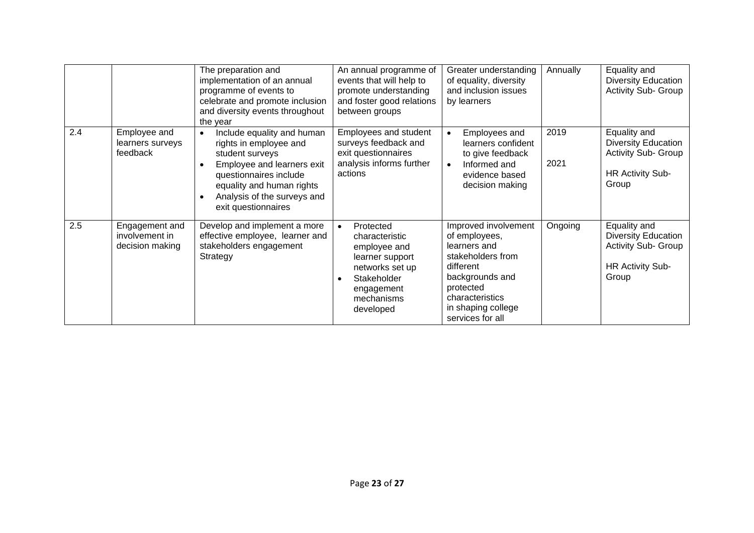| | | | | | | |
|---|---|---|---|---|---|---|
| | | The preparation and implementation of an annual programme of events to celebrate and promote inclusion and diversity events throughout the year | An annual programme of events that will help to promote understanding and foster good relations between groups | Greater understanding of equality, diversity and inclusion issues by learners | Annually | Equality and Diversity Education Activity Sub- Group |
| 2.4 | Employee and learners surveys feedback | • Include equality and human rights in employee and student surveys<br>• Employee and learners exit questionnaires include equality and human rights<br>• Analysis of the surveys and exit questionnaires | Employees and student surveys feedback and exit questionnaires analysis informs further actions | • Employees and learners confident to give feedback<br>• Informed and evidence based decision making | 2019<br><br>2021 | Equality and Diversity Education Activity Sub- Group<br><br>HR Activity Sub-Group |
| 2.5 | Engagement and involvement in decision making | Develop and implement a more effective employee, learner and stakeholders engagement Strategy | • Protected characteristic employee and learner support networks set up<br>• Stakeholder engagement mechanisms developed | Improved involvement of employees, learners and stakeholders from different backgrounds and protected characteristics in shaping college services for all | Ongoing | Equality and Diversity Education Activity Sub- Group<br><br>HR Activity Sub-Group |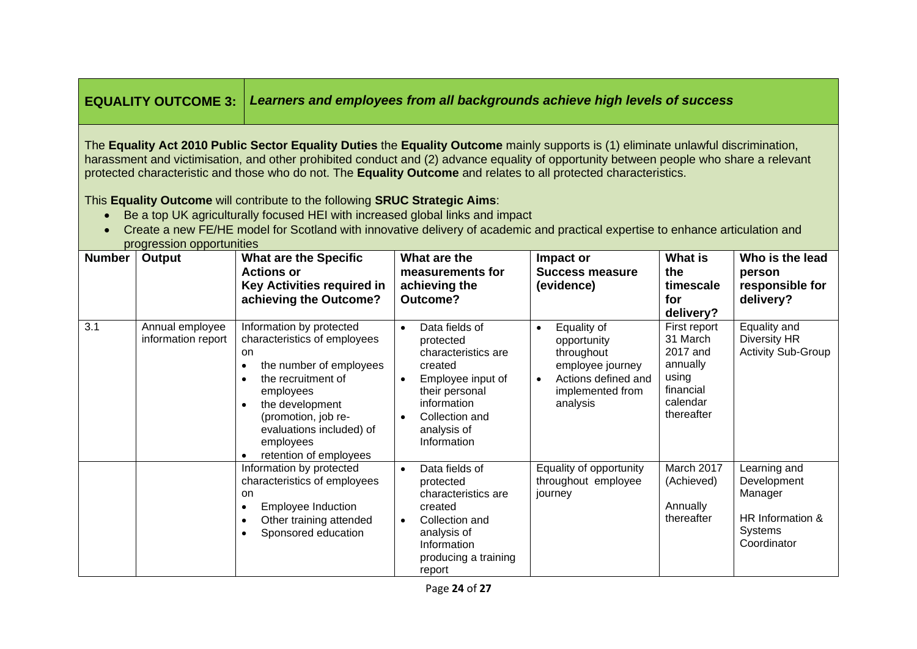| **EQUALITY OUTCOME 3:** | ***Learners and employees from all backgrounds achieve high levels of success*** |
|---|---|

The **Equality Act 2010 Public Sector Equality Duties** the **Equality Outcome** mainly supports is (1) eliminate unlawful discrimination, harassment and victimisation, and other prohibited conduct and (2) advance equality of opportunity between people who share a relevant protected characteristic and those who do not. The **Equality Outcome** and relates to all protected characteristics.

This **Equality Outcome** will contribute to the following **SRUC Strategic Aims**:

- Be a top UK agriculturally focused HEI with increased global links and impact
- Create a new FE/HE model for Scotland with innovative delivery of academic and practical expertise to enhance articulation and progression opportunities

| Number | Output | What are the Specific Actions or Key Activities required in achieving the Outcome? | What are the measurements for achieving the Outcome? | Impact or Success measure (evidence) | What is the timescale for delivery? | Who is the lead person responsible for delivery? |
|---|---|---|---|---|---|---|
| 3.1 | Annual employee information report | Information by protected characteristics of employees on<br>• the number of employees<br>• the recruitment of employees<br>• the development (promotion, job re-evaluations included) of employees<br>• retention of employees | • Data fields of protected characteristics are created<br>• Employee input of their personal information<br>• Collection and analysis of Information | • Equality of opportunity throughout employee journey<br>• Actions defined and implemented from analysis | First report 31 March 2017 and annually using financial calendar thereafter | Equality and Diversity HR Activity Sub-Group |
| | | Information by protected characteristics of employees on<br>• Employee Induction<br>• Other training attended<br>• Sponsored education | • Data fields of protected characteristics are created<br>• Collection and analysis of Information producing a training report | Equality of opportunity throughout employee journey | March 2017 (Achieved)<br><br>Annually thereafter | Learning and Development Manager<br><br>HR Information & Systems Coordinator |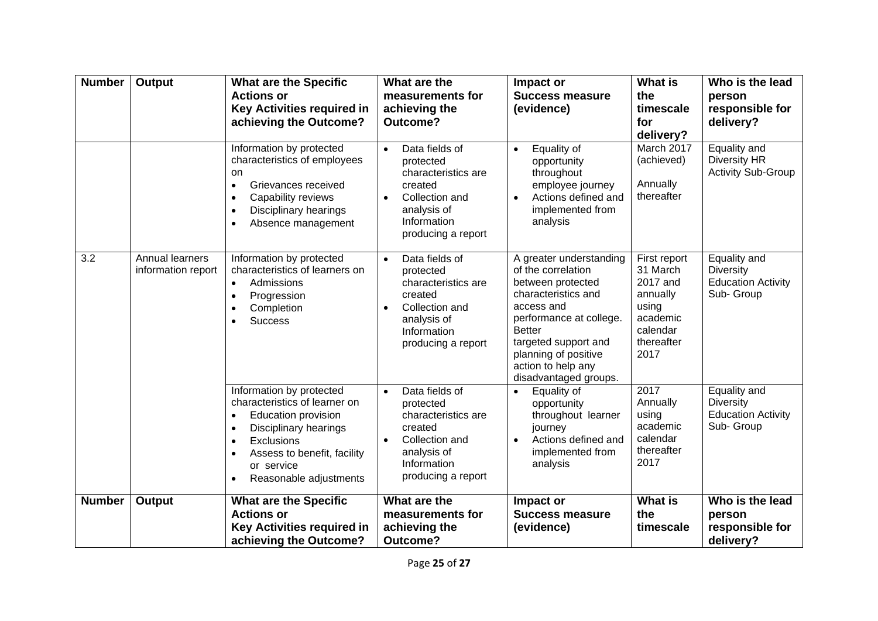| Number | Output | What are the Specific Actions or Key Activities required in achieving the Outcome? | What are the measurements for achieving the Outcome? | Impact or Success measure (evidence) | What is the timescale for delivery? | Who is the lead person responsible for delivery? |
|---|---|---|---|---|---|---|
| | | Information by protected characteristics of employees on<br>• Grievances received<br>• Capability reviews<br>• Disciplinary hearings<br>• Absence management | • Data fields of protected characteristics are created<br>• Collection and analysis of Information producing a report | • Equality of opportunity throughout employee journey<br>• Actions defined and implemented from analysis | March 2017 (achieved)<br><br>Annually thereafter | Equality and Diversity HR Activity Sub-Group |
| 3.2 | Annual learners information report | Information by protected characteristics of learners on<br>• Admissions<br>• Progression<br>• Completion<br>• Success | • Data fields of protected characteristics are created<br>• Collection and analysis of Information producing a report | A greater understanding of the correlation between protected characteristics and access and performance at college. Better targeted support and planning of positive action to help any disadvantaged groups. | First report 31 March 2017 and annually using academic calendar thereafter 2017 | Equality and Diversity Education Activity Sub- Group |
| | | Information by protected characteristics of learner on<br>• Education provision<br>• Disciplinary hearings<br>• Exclusions<br>• Assess to benefit, facility or service<br>• Reasonable adjustments | • Data fields of protected characteristics are created<br>• Collection and analysis of Information producing a report | • Equality of opportunity throughout learner journey<br>• Actions defined and implemented from analysis | 2017 Annually using academic calendar thereafter 2017 | Equality and Diversity Education Activity Sub- Group |
| **Number** | **Output** | **What are the Specific Actions or Key Activities required in achieving the Outcome?** | **What are the measurements for achieving the Outcome?** | **Impact or Success measure (evidence)** | **What is the timescale** | **Who is the lead person responsible for delivery?** |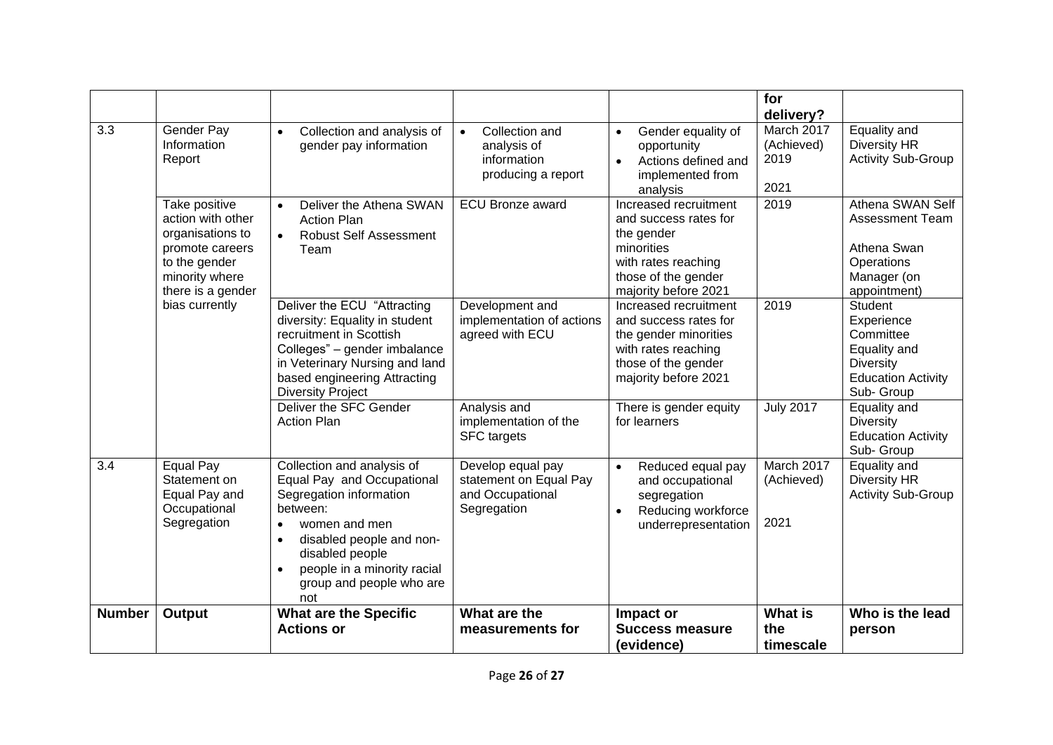| | | | | | for delivery? | |
|---|---|---|---|---|---|---|
| 3.3 | Gender Pay Information Report | • Collection and analysis of gender pay information | • Collection and analysis of information producing a report | • Gender equality of opportunity<br>• Actions defined and implemented from analysis | March 2017 (Achieved)<br>2019<br><br>2021 | Equality and Diversity HR Activity Sub-Group |
| | Take positive action with other organisations to promote careers to the gender minority where there is a gender bias currently | • Deliver the Athena SWAN Action Plan<br>• Robust Self Assessment Team | ECU Bronze award | Increased recruitment and success rates for the gender minorities with rates reaching those of the gender majority before 2021 | 2019 | Athena SWAN Self Assessment Team<br><br>Athena Swan Operations Manager (on appointment) |
| | | Deliver the ECU "Attracting diversity: Equality in student recruitment in Scottish Colleges" – gender imbalance in Veterinary Nursing and land based engineering Attracting Diversity Project | Development and implementation of actions agreed with ECU | Increased recruitment and success rates for the gender minorities with rates reaching those of the gender majority before 2021 | 2019 | Student Experience Committee Equality and Diversity Education Activity Sub- Group |
| | | Deliver the SFC Gender Action Plan | Analysis and implementation of the SFC targets | There is gender equity for learners | July 2017 | Equality and Diversity Education Activity Sub- Group |
| 3.4 | Equal Pay Statement on Equal Pay and Occupational Segregation | Collection and analysis of Equal Pay and Occupational Segregation information between:<br>• women and men<br>• disabled people and non-disabled people<br>• people in a minority racial group and people who are not | Develop equal pay statement on Equal Pay and Occupational Segregation | • Reduced equal pay and occupational segregation<br>• Reducing workforce underrepresentation | March 2017 (Achieved)<br><br>2021 | Equality and Diversity HR Activity Sub-Group |
| **Number** | **Output** | **What are the Specific Actions or** | **What are the measurements for** | **Impact or Success measure (evidence)** | **What is the timescale** | **Who is the lead person** |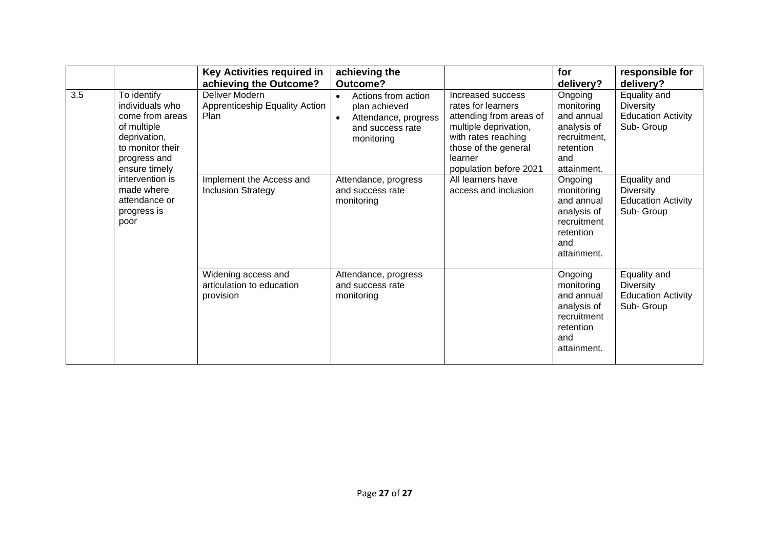| | | Key Activities required in achieving the Outcome? | achieving the Outcome? | | for delivery? | responsible for delivery? |
|---|---|---|---|---|---|---|
| 3.5 | To identify individuals who come from areas of multiple deprivation, to monitor their progress and ensure timely intervention is made where attendance or progress is poor | Deliver Modern Apprenticeship Equality Action Plan | • Actions from action plan achieved<br>• Attendance, progress and success rate monitoring | Increased success rates for learners attending from areas of multiple deprivation, with rates reaching those of the general learner population before 2021 | Ongoing monitoring and annual analysis of recruitment, retention and attainment. | Equality and Diversity Education Activity Sub- Group |
| | | Implement the Access and Inclusion Strategy | Attendance, progress and success rate monitoring | All learners have access and inclusion | Ongoing monitoring and annual analysis of recruitment retention and attainment. | Equality and Diversity Education Activity Sub- Group |
| | | Widening access and articulation to education provision | Attendance, progress and success rate monitoring | | Ongoing monitoring and annual analysis of recruitment retention and attainment. | Equality and Diversity Education Activity Sub- Group |